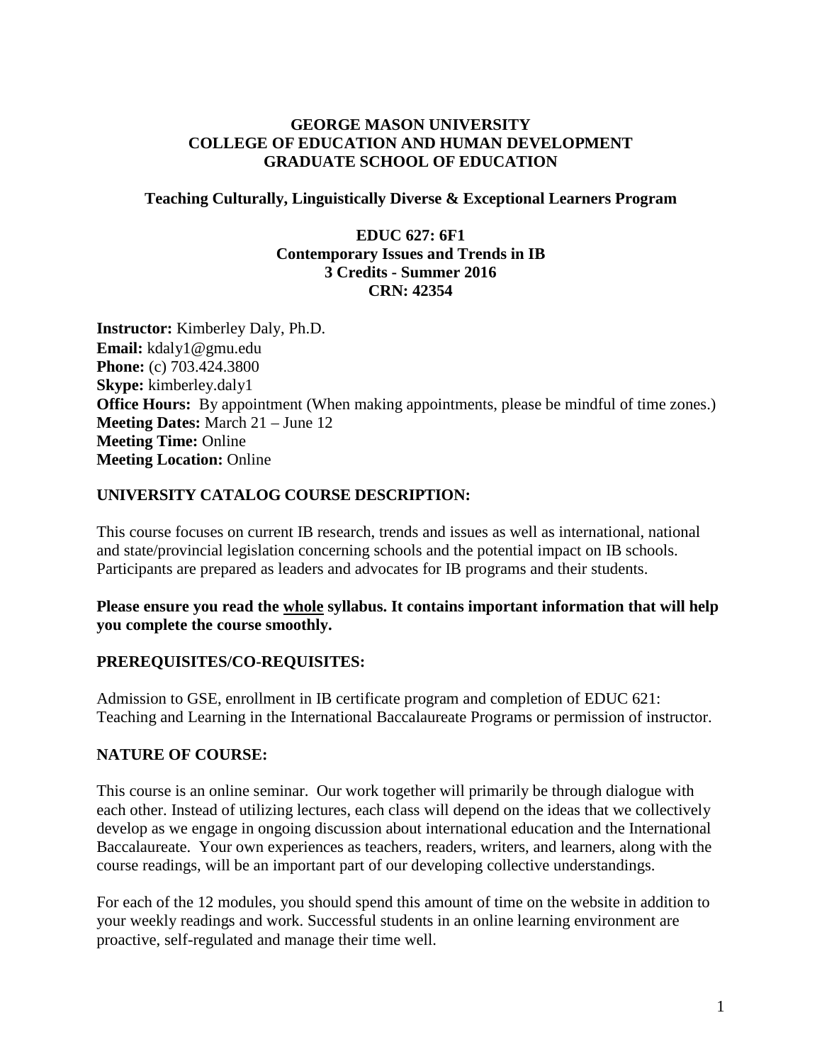**GEORGE MASON UNIVERSITY**
**COLLEGE OF EDUCATION AND HUMAN DEVELOPMENT**
**GRADUATE SCHOOL OF EDUCATION**

**Teaching Culturally, Linguistically Diverse & Exceptional Learners Program**

**EDUC 627: 6F1**
**Contemporary Issues and Trends in IB**
**3 Credits - Summer 2016**
**CRN: 42354**

**Instructor:** Kimberley Daly, Ph.D.
**Email:** kdaly1@gmu.edu
**Phone:** (c) 703.424.3800
**Skype:** kimberley.daly1
**Office Hours:** By appointment (When making appointments, please be mindful of time zones.)
**Meeting Dates:** March 21 – June 12
**Meeting Time:** Online
**Meeting Location:** Online

## UNIVERSITY CATALOG COURSE DESCRIPTION:

This course focuses on current IB research, trends and issues as well as international, national and state/provincial legislation concerning schools and the potential impact on IB schools. Participants are prepared as leaders and advocates for IB programs and their students.

**Please ensure you read the whole syllabus. It contains important information that will help you complete the course smoothly.**

## PREREQUISITES/CO-REQUISITES:

Admission to GSE, enrollment in IB certificate program and completion of EDUC 621: Teaching and Learning in the International Baccalaureate Programs or permission of instructor.

## NATURE OF COURSE:

This course is an online seminar. Our work together will primarily be through dialogue with each other. Instead of utilizing lectures, each class will depend on the ideas that we collectively develop as we engage in ongoing discussion about international education and the International Baccalaureate. Your own experiences as teachers, readers, writers, and learners, along with the course readings, will be an important part of our developing collective understandings.

For each of the 12 modules, you should spend this amount of time on the website in addition to your weekly readings and work. Successful students in an online learning environment are proactive, self-regulated and manage their time well.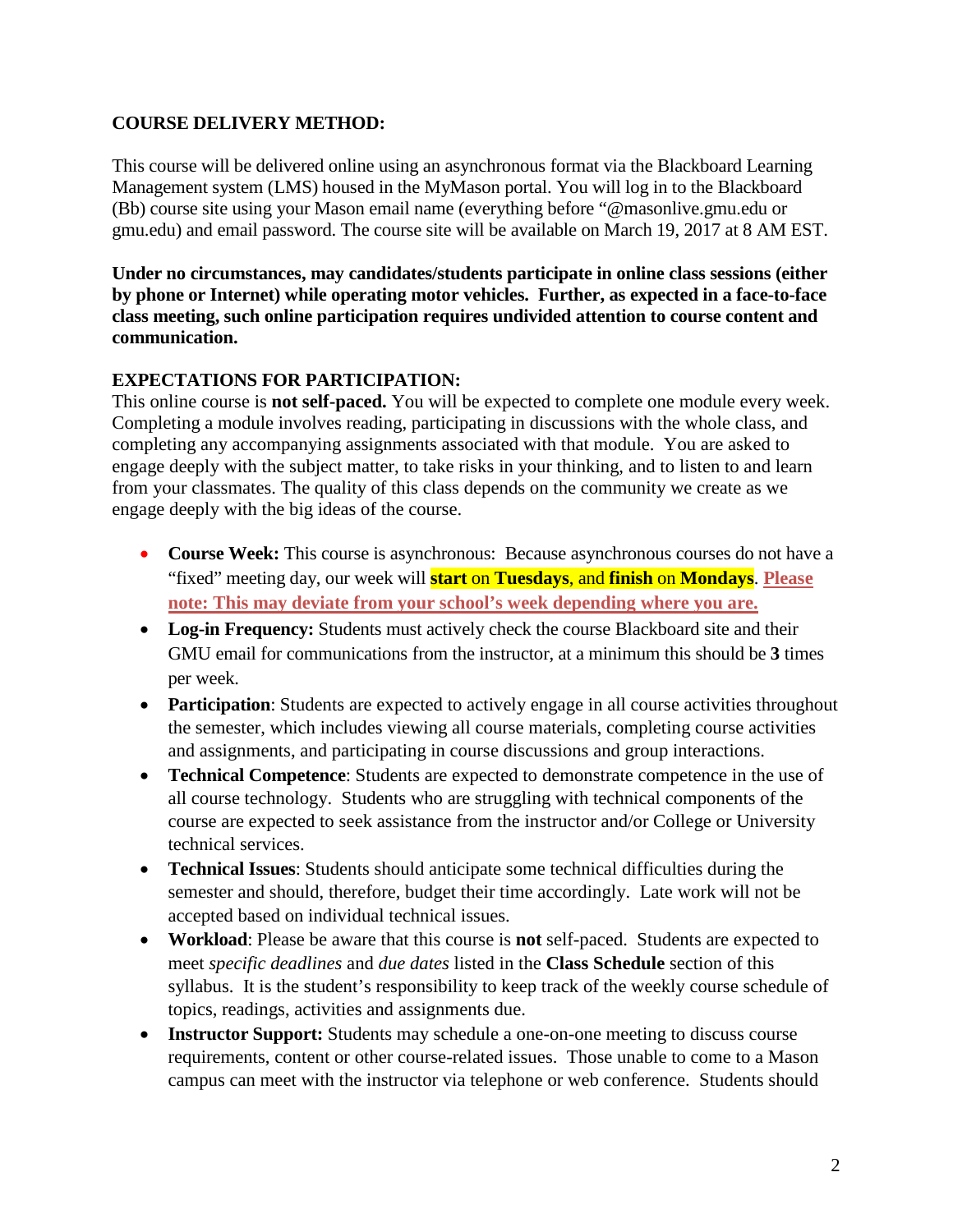**COURSE DELIVERY METHOD:**

This course will be delivered online using an asynchronous format via the Blackboard Learning Management system (LMS) housed in the MyMason portal. You will log in to the Blackboard (Bb) course site using your Mason email name (everything before "@masonlive.gmu.edu or gmu.edu) and email password. The course site will be available on March 19, 2017 at 8 AM EST.

**Under no circumstances, may candidates/students participate in online class sessions (either by phone or Internet) while operating motor vehicles. Further, as expected in a face-to-face class meeting, such online participation requires undivided attention to course content and communication.**

**EXPECTATIONS FOR PARTICIPATION:**

This online course is **not self-paced.** You will be expected to complete one module every week. Completing a module involves reading, participating in discussions with the whole class, and completing any accompanying assignments associated with that module. You are asked to engage deeply with the subject matter, to take risks in your thinking, and to listen to and learn from your classmates. The quality of this class depends on the community we create as we engage deeply with the big ideas of the course.

- **Course Week:** This course is asynchronous: Because asynchronous courses do not have a "fixed" meeting day, our week will **start** on **Tuesdays**, and **finish** on **Mondays**. **Please note: This may deviate from your school's week depending where you are.**
- **Log-in Frequency:** Students must actively check the course Blackboard site and their GMU email for communications from the instructor, at a minimum this should be **3** times per week.
- **Participation**: Students are expected to actively engage in all course activities throughout the semester, which includes viewing all course materials, completing course activities and assignments, and participating in course discussions and group interactions.
- **Technical Competence**: Students are expected to demonstrate competence in the use of all course technology. Students who are struggling with technical components of the course are expected to seek assistance from the instructor and/or College or University technical services.
- **Technical Issues**: Students should anticipate some technical difficulties during the semester and should, therefore, budget their time accordingly. Late work will not be accepted based on individual technical issues.
- **Workload**: Please be aware that this course is **not** self-paced. Students are expected to meet *specific deadlines* and *due dates* listed in the **Class Schedule** section of this syllabus. It is the student's responsibility to keep track of the weekly course schedule of topics, readings, activities and assignments due.
- **Instructor Support:** Students may schedule a one-on-one meeting to discuss course requirements, content or other course-related issues. Those unable to come to a Mason campus can meet with the instructor via telephone or web conference. Students should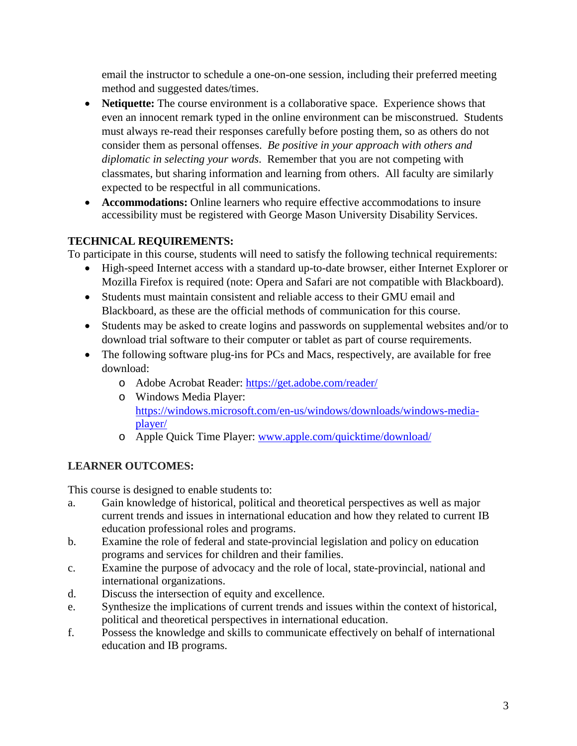email the instructor to schedule a one-on-one session, including their preferred meeting method and suggested dates/times.

- **Netiquette:** The course environment is a collaborative space. Experience shows that even an innocent remark typed in the online environment can be misconstrued. Students must always re-read their responses carefully before posting them, so as others do not consider them as personal offenses. *Be positive in your approach with others and diplomatic in selecting your words*. Remember that you are not competing with classmates, but sharing information and learning from others. All faculty are similarly expected to be respectful in all communications.
- **Accommodations:** Online learners who require effective accommodations to insure accessibility must be registered with George Mason University Disability Services.

## TECHNICAL REQUIREMENTS:

To participate in this course, students will need to satisfy the following technical requirements:

- High-speed Internet access with a standard up-to-date browser, either Internet Explorer or Mozilla Firefox is required (note: Opera and Safari are not compatible with Blackboard).
- Students must maintain consistent and reliable access to their GMU email and Blackboard, as these are the official methods of communication for this course.
- Students may be asked to create logins and passwords on supplemental websites and/or to download trial software to their computer or tablet as part of course requirements.
- The following software plug-ins for PCs and Macs, respectively, are available for free download:
  - Adobe Acrobat Reader: https://get.adobe.com/reader/
  - Windows Media Player: https://windows.microsoft.com/en-us/windows/downloads/windows-media-player/
  - Apple Quick Time Player: www.apple.com/quicktime/download/

## LEARNER OUTCOMES:

This course is designed to enable students to:

a. Gain knowledge of historical, political and theoretical perspectives as well as major current trends and issues in international education and how they related to current IB education professional roles and programs.

b. Examine the role of federal and state-provincial legislation and policy on education programs and services for children and their families.

c. Examine the purpose of advocacy and the role of local, state-provincial, national and international organizations.

d. Discuss the intersection of equity and excellence.

e. Synthesize the implications of current trends and issues within the context of historical, political and theoretical perspectives in international education.

f. Possess the knowledge and skills to communicate effectively on behalf of international education and IB programs.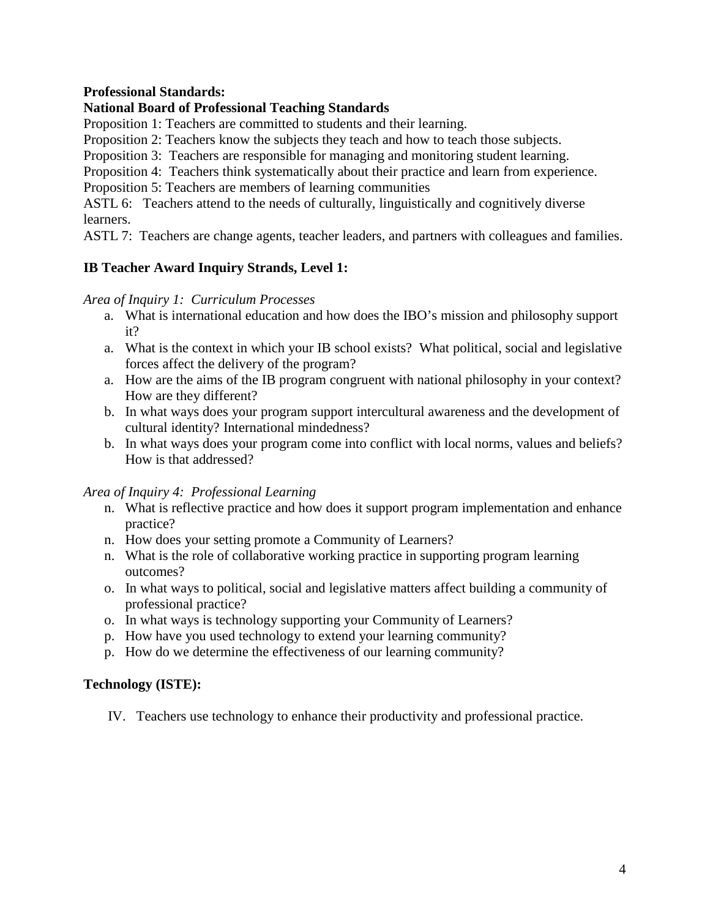**Professional Standards:**

**National Board of Professional Teaching Standards**

Proposition 1: Teachers are committed to students and their learning.

Proposition 2: Teachers know the subjects they teach and how to teach those subjects.

Proposition 3: Teachers are responsible for managing and monitoring student learning.

Proposition 4: Teachers think systematically about their practice and learn from experience.

Proposition 5: Teachers are members of learning communities

ASTL 6: Teachers attend to the needs of culturally, linguistically and cognitively diverse learners.

ASTL 7: Teachers are change agents, teacher leaders, and partners with colleagues and families.

**IB Teacher Award Inquiry Strands, Level 1:**

*Area of Inquiry 1: Curriculum Processes*

a. What is international education and how does the IBO's mission and philosophy support it?
a. What is the context in which your IB school exists? What political, social and legislative forces affect the delivery of the program?
a. How are the aims of the IB program congruent with national philosophy in your context? How are they different?
b. In what ways does your program support intercultural awareness and the development of cultural identity? International mindedness?
b. In what ways does your program come into conflict with local norms, values and beliefs? How is that addressed?

*Area of Inquiry 4: Professional Learning*

n. What is reflective practice and how does it support program implementation and enhance practice?
n. How does your setting promote a Community of Learners?
n. What is the role of collaborative working practice in supporting program learning outcomes?
o. In what ways to political, social and legislative matters affect building a community of professional practice?
o. In what ways is technology supporting your Community of Learners?
p. How have you used technology to extend your learning community?
p. How do we determine the effectiveness of our learning community?

**Technology (ISTE):**

IV. Teachers use technology to enhance their productivity and professional practice.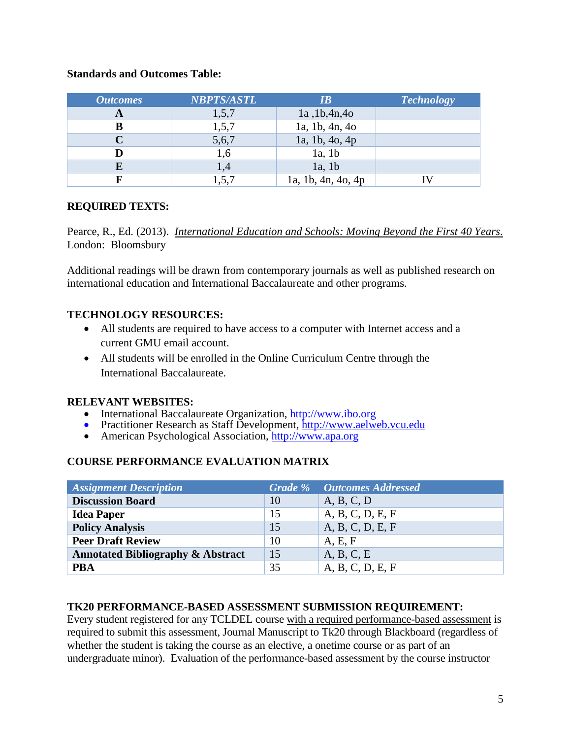**Standards and Outcomes Table:**

| *Outcomes* | *NBPTS/ASTL* | *IB* | *Technology* |
|---|---|---|---|
| **A** | 1,5,7 | 1a ,1b,4n,4o | |
| **B** | 1,5,7 | 1a, 1b, 4n, 4o | |
| **C** | 5,6,7 | 1a, 1b, 4o, 4p | |
| **D** | 1,6 | 1a, 1b | |
| **E** | 1,4 | 1a, 1b | |
| **F** | 1,5,7 | 1a, 1b, 4n, 4o, 4p | IV |

## REQUIRED TEXTS:

Pearce, R., Ed. (2013). *International Education and Schools: Moving Beyond the First 40 Years*. London: Bloomsbury

Additional readings will be drawn from contemporary journals as well as published research on international education and International Baccalaureate and other programs.

## TECHNOLOGY RESOURCES:

- All students are required to have access to a computer with Internet access and a current GMU email account.
- All students will be enrolled in the Online Curriculum Centre through the International Baccalaureate.

## RELEVANT WEBSITES:

- International Baccalaureate Organization, http://www.ibo.org
- Practitioner Research as Staff Development, http://www.aelweb.vcu.edu
- American Psychological Association, http://www.apa.org

## COURSE PERFORMANCE EVALUATION MATRIX

| *Assignment Description* | *Grade %* | *Outcomes Addressed* |
|---|---|---|
| **Discussion Board** | 10 | A, B, C, D |
| **Idea Paper** | 15 | A, B, C, D, E, F |
| **Policy Analysis** | 15 | A, B, C, D, E, F |
| **Peer Draft Review** | 10 | A, E, F |
| **Annotated Bibliography & Abstract** | 15 | A, B, C, E |
| **PBA** | 35 | A, B, C, D, E, F |

## TK20 PERFORMANCE-BASED ASSESSMENT SUBMISSION REQUIREMENT:

Every student registered for any TCLDEL course with a required performance-based assessment is required to submit this assessment, Journal Manuscript to Tk20 through Blackboard (regardless of whether the student is taking the course as an elective, a onetime course or as part of an undergraduate minor). Evaluation of the performance-based assessment by the course instructor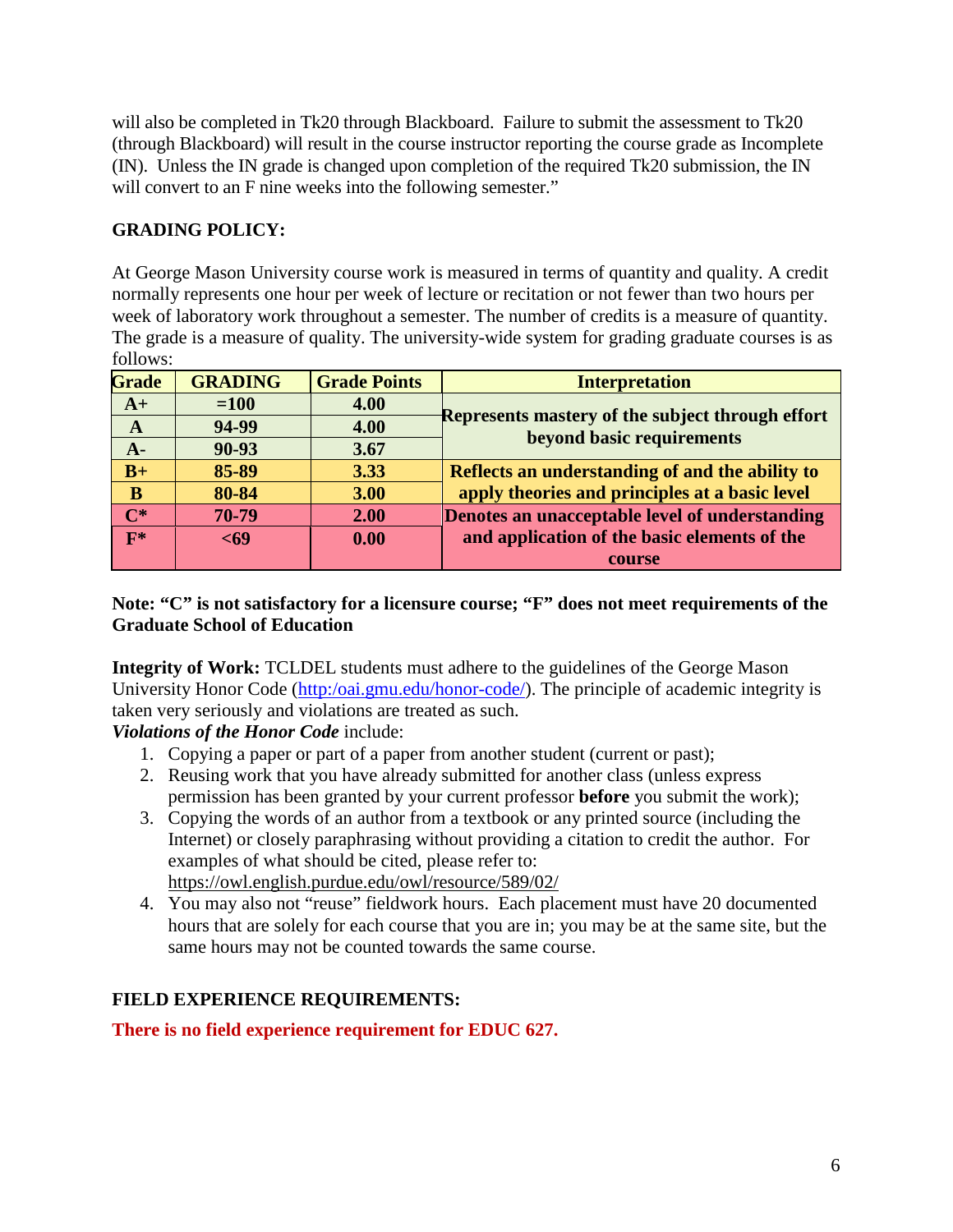will also be completed in Tk20 through Blackboard. Failure to submit the assessment to Tk20 (through Blackboard) will result in the course instructor reporting the course grade as Incomplete (IN). Unless the IN grade is changed upon completion of the required Tk20 submission, the IN will convert to an F nine weeks into the following semester."

**GRADING POLICY:**

At George Mason University course work is measured in terms of quantity and quality. A credit normally represents one hour per week of lecture or recitation or not fewer than two hours per week of laboratory work throughout a semester. The number of credits is a measure of quantity. The grade is a measure of quality. The university-wide system for grading graduate courses is as follows:

| Grade | GRADING | Grade Points | Interpretation |
|---|---|---|---|
| A+ | =100 | 4.00 | Represents mastery of the subject through effort beyond basic requirements |
| A | 94-99 | 4.00 | |
| A- | 90-93 | 3.67 | |
| B+ | 85-89 | 3.33 | Reflects an understanding of and the ability to apply theories and principles at a basic level |
| B | 80-84 | 3.00 | |
| C* | 70-79 | 2.00 | Denotes an unacceptable level of understanding and application of the basic elements of the course |
| F* | <69 | 0.00 | |

**Note: "C" is not satisfactory for a licensure course; "F" does not meet requirements of the Graduate School of Education**

**Integrity of Work:** TCLDEL students must adhere to the guidelines of the George Mason University Honor Code (http:/oai.gmu.edu/honor-code/). The principle of academic integrity is taken very seriously and violations are treated as such.

***Violations of the Honor Code*** include:

1. Copying a paper or part of a paper from another student (current or past);
2. Reusing work that you have already submitted for another class (unless express permission has been granted by your current professor **before** you submit the work);
3. Copying the words of an author from a textbook or any printed source (including the Internet) or closely paraphrasing without providing a citation to credit the author. For examples of what should be cited, please refer to: https://owl.english.purdue.edu/owl/resource/589/02/
4. You may also not "reuse" fieldwork hours. Each placement must have 20 documented hours that are solely for each course that you are in; you may be at the same site, but the same hours may not be counted towards the same course.

**FIELD EXPERIENCE REQUIREMENTS:**

**There is no field experience requirement for EDUC 627.**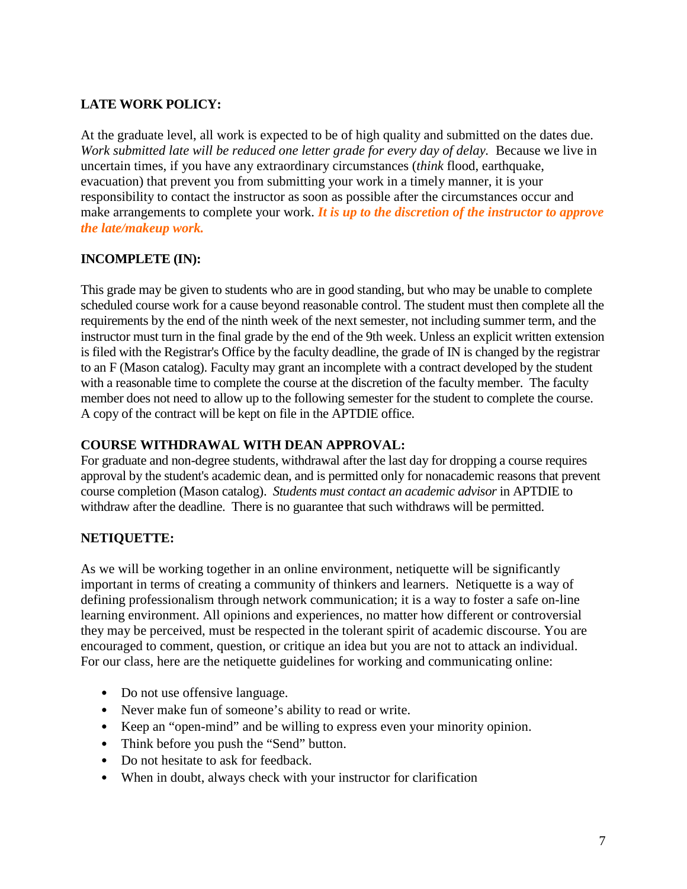**LATE WORK POLICY:**

At the graduate level, all work is expected to be of high quality and submitted on the dates due. *Work submitted late will be reduced one letter grade for every day of delay.* Because we live in uncertain times, if you have any extraordinary circumstances (*think* flood, earthquake, evacuation) that prevent you from submitting your work in a timely manner, it is your responsibility to contact the instructor as soon as possible after the circumstances occur and make arrangements to complete your work. ***It is up to the discretion of the instructor to approve the late/makeup work.***

**INCOMPLETE (IN):**

This grade may be given to students who are in good standing, but who may be unable to complete scheduled course work for a cause beyond reasonable control. The student must then complete all the requirements by the end of the ninth week of the next semester, not including summer term, and the instructor must turn in the final grade by the end of the 9th week. Unless an explicit written extension is filed with the Registrar's Office by the faculty deadline, the grade of IN is changed by the registrar to an F (Mason catalog). Faculty may grant an incomplete with a contract developed by the student with a reasonable time to complete the course at the discretion of the faculty member. The faculty member does not need to allow up to the following semester for the student to complete the course. A copy of the contract will be kept on file in the APTDIE office.

**COURSE WITHDRAWAL WITH DEAN APPROVAL:**

For graduate and non-degree students, withdrawal after the last day for dropping a course requires approval by the student's academic dean, and is permitted only for nonacademic reasons that prevent course completion (Mason catalog). *Students must contact an academic advisor* in APTDIE to withdraw after the deadline. There is no guarantee that such withdraws will be permitted.

**NETIQUETTE:**

As we will be working together in an online environment, netiquette will be significantly important in terms of creating a community of thinkers and learners. Netiquette is a way of defining professionalism through network communication; it is a way to foster a safe on-line learning environment. All opinions and experiences, no matter how different or controversial they may be perceived, must be respected in the tolerant spirit of academic discourse. You are encouraged to comment, question, or critique an idea but you are not to attack an individual. For our class, here are the netiquette guidelines for working and communicating online:

- Do not use offensive language.
- Never make fun of someone's ability to read or write.
- Keep an "open-mind" and be willing to express even your minority opinion.
- Think before you push the "Send" button.
- Do not hesitate to ask for feedback.
- When in doubt, always check with your instructor for clarification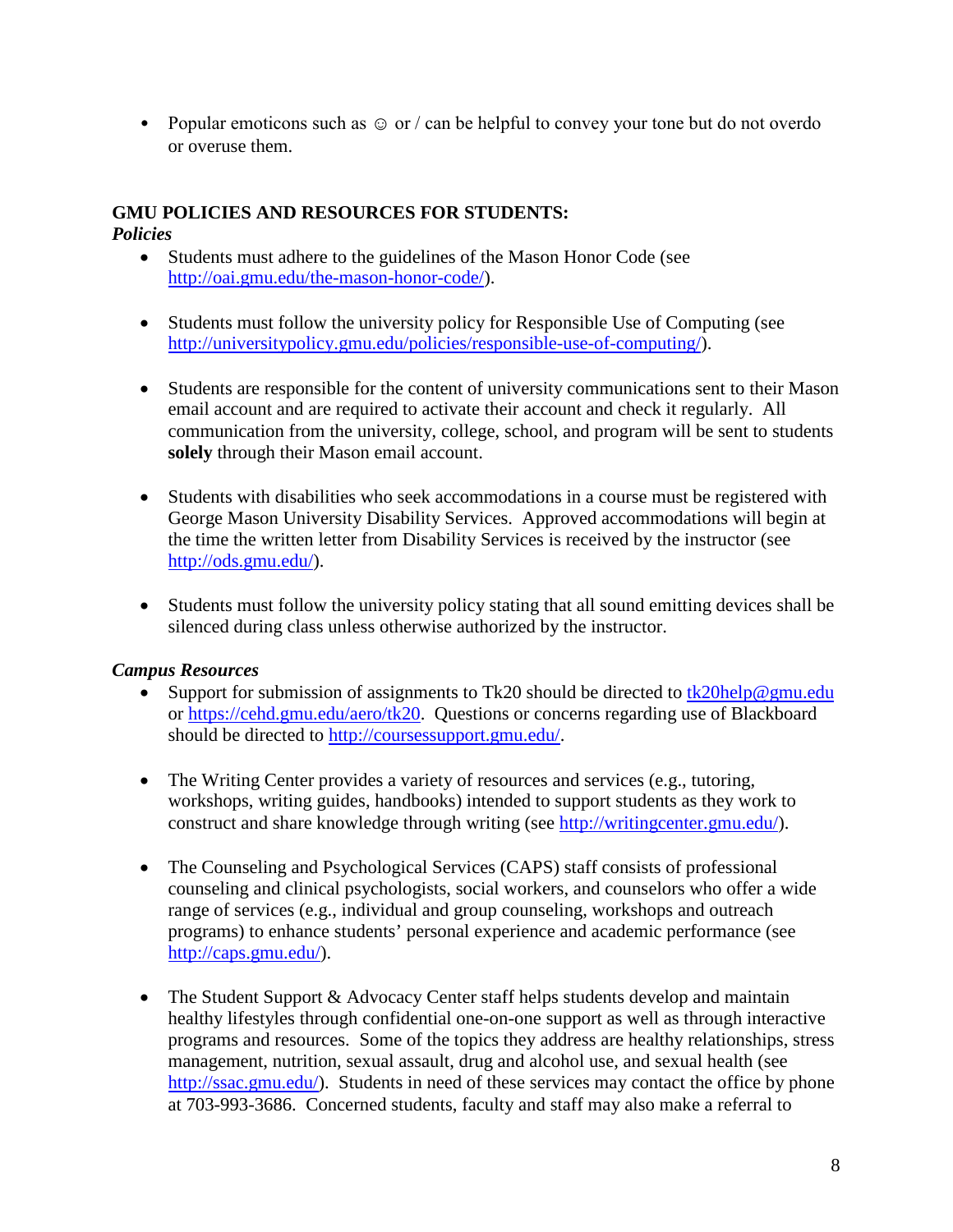- Popular emoticons such as ☺ or / can be helpful to convey your tone but do not overdo or overuse them.

**GMU POLICIES AND RESOURCES FOR STUDENTS:**

***Policies***

- Students must adhere to the guidelines of the Mason Honor Code (see http://oai.gmu.edu/the-mason-honor-code/).

- Students must follow the university policy for Responsible Use of Computing (see http://universitypolicy.gmu.edu/policies/responsible-use-of-computing/).

- Students are responsible for the content of university communications sent to their Mason email account and are required to activate their account and check it regularly. All communication from the university, college, school, and program will be sent to students **solely** through their Mason email account.

- Students with disabilities who seek accommodations in a course must be registered with George Mason University Disability Services. Approved accommodations will begin at the time the written letter from Disability Services is received by the instructor (see http://ods.gmu.edu/).

- Students must follow the university policy stating that all sound emitting devices shall be silenced during class unless otherwise authorized by the instructor.

***Campus Resources***

- Support for submission of assignments to Tk20 should be directed to tk20help@gmu.edu or https://cehd.gmu.edu/aero/tk20. Questions or concerns regarding use of Blackboard should be directed to http://coursessupport.gmu.edu/.

- The Writing Center provides a variety of resources and services (e.g., tutoring, workshops, writing guides, handbooks) intended to support students as they work to construct and share knowledge through writing (see http://writingcenter.gmu.edu/).

- The Counseling and Psychological Services (CAPS) staff consists of professional counseling and clinical psychologists, social workers, and counselors who offer a wide range of services (e.g., individual and group counseling, workshops and outreach programs) to enhance students' personal experience and academic performance (see http://caps.gmu.edu/).

- The Student Support & Advocacy Center staff helps students develop and maintain healthy lifestyles through confidential one-on-one support as well as through interactive programs and resources. Some of the topics they address are healthy relationships, stress management, nutrition, sexual assault, drug and alcohol use, and sexual health (see http://ssac.gmu.edu/). Students in need of these services may contact the office by phone at 703-993-3686. Concerned students, faculty and staff may also make a referral to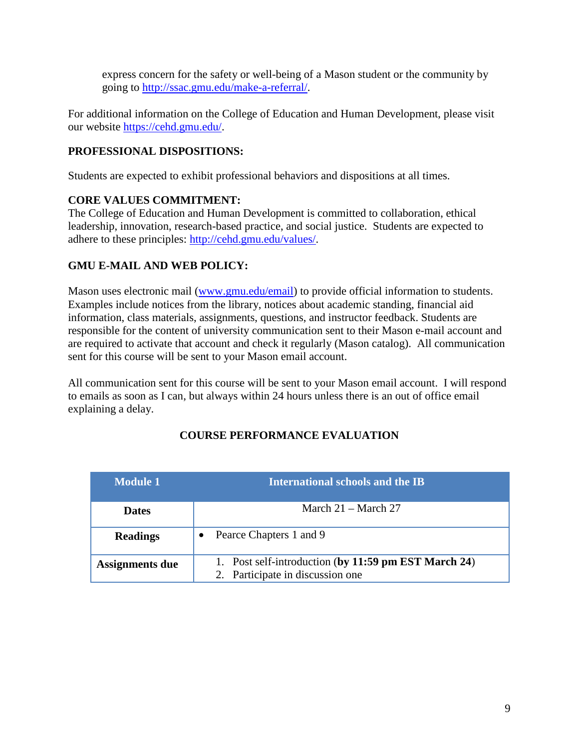express concern for the safety or well-being of a Mason student or the community by going to http://ssac.gmu.edu/make-a-referral/.

For additional information on the College of Education and Human Development, please visit our website https://cehd.gmu.edu/.

**PROFESSIONAL DISPOSITIONS:**

Students are expected to exhibit professional behaviors and dispositions at all times.

**CORE VALUES COMMITMENT:**

The College of Education and Human Development is committed to collaboration, ethical leadership, innovation, research-based practice, and social justice. Students are expected to adhere to these principles: http://cehd.gmu.edu/values/.

**GMU E-MAIL AND WEB POLICY:**

Mason uses electronic mail (www.gmu.edu/email) to provide official information to students. Examples include notices from the library, notices about academic standing, financial aid information, class materials, assignments, questions, and instructor feedback. Students are responsible for the content of university communication sent to their Mason e-mail account and are required to activate that account and check it regularly (Mason catalog). All communication sent for this course will be sent to your Mason email account.

All communication sent for this course will be sent to your Mason email account. I will respond to emails as soon as I can, but always within 24 hours unless there is an out of office email explaining a delay.

## COURSE PERFORMANCE EVALUATION

| **Module 1** | **International schools and the IB** |
|---|---|
| **Dates** | March 21 – March 27 |
| **Readings** | • Pearce Chapters 1 and 9 |
| **Assignments due** | 1. Post self-introduction (**by 11:59 pm EST March 24**)<br>2. Participate in discussion one |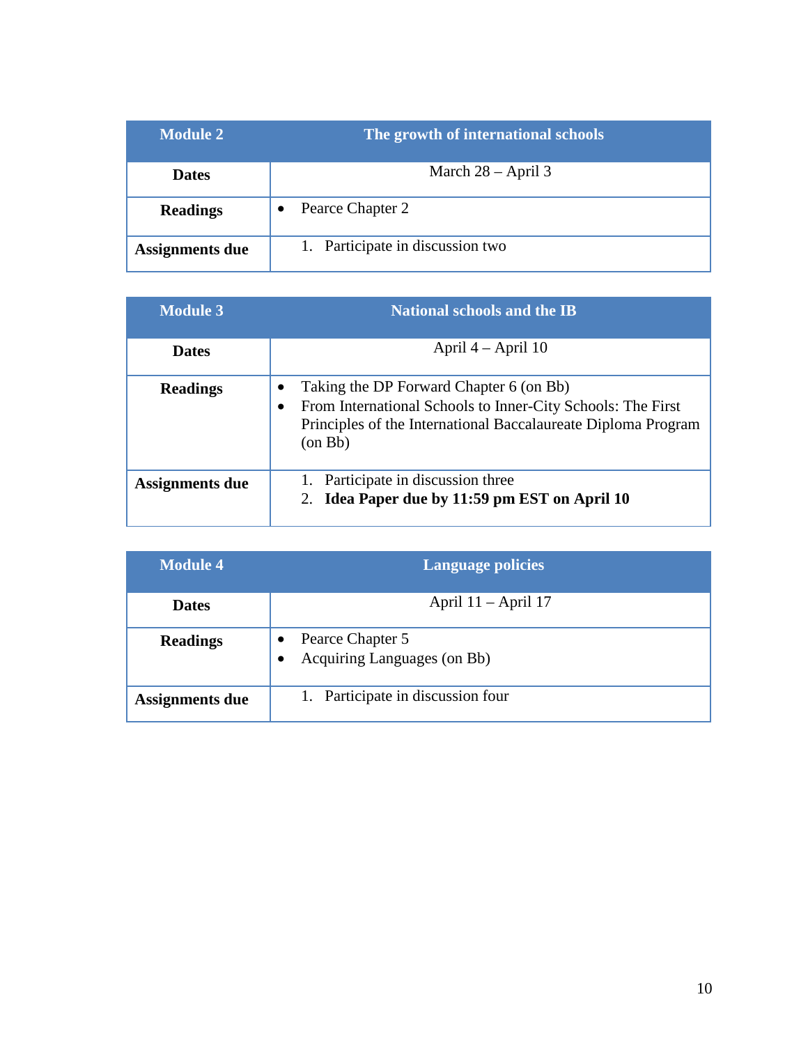| Module 2 | The growth of international schools |
|---|---|
| **Dates** | March 28 – April 3 |
| **Readings** | • Pearce Chapter 2 |
| **Assignments due** | 1. Participate in discussion two |

| Module 3 | National schools and the IB |
|---|---|
| **Dates** | April 4 – April 10 |
| **Readings** | • Taking the DP Forward Chapter 6 (on Bb)<br>• From International Schools to Inner-City Schools: The First Principles of the International Baccalaureate Diploma Program (on Bb) |
| **Assignments due** | 1. Participate in discussion three<br>2. **Idea Paper due by 11:59 pm EST on April 10** |

| Module 4 | Language policies |
|---|---|
| **Dates** | April 11 – April 17 |
| **Readings** | • Pearce Chapter 5<br>• Acquiring Languages (on Bb) |
| **Assignments due** | 1. Participate in discussion four |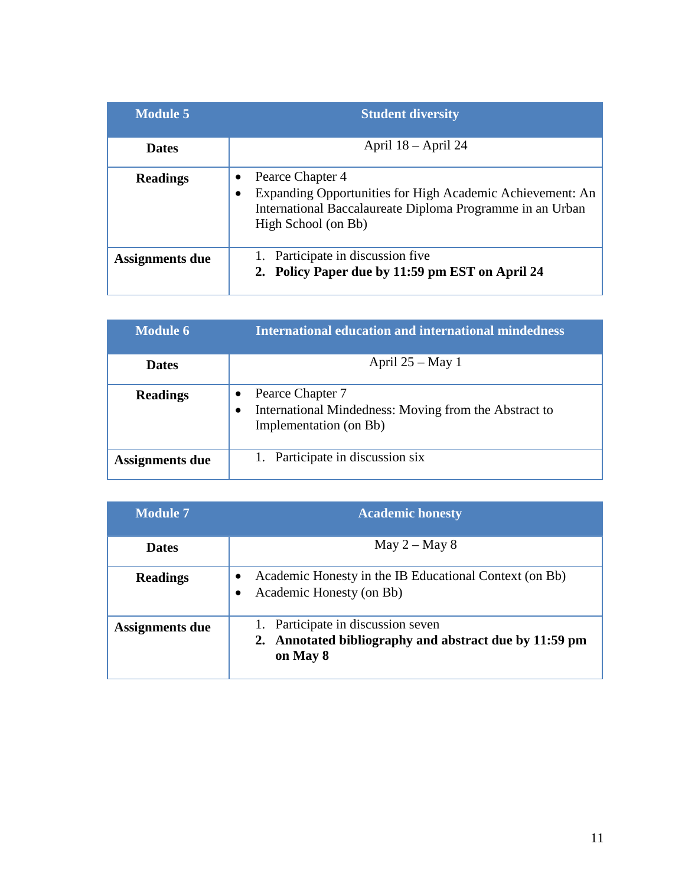| Module 5 | Student diversity |
|---|---|
| **Dates** | April 18 – April 24 |
| **Readings** | • Pearce Chapter 4<br>• Expanding Opportunities for High Academic Achievement: An International Baccalaureate Diploma Programme in an Urban High School (on Bb) |
| **Assignments due** | 1. Participate in discussion five<br>**2. Policy Paper due by 11:59 pm EST on April 24** |

| Module 6 | International education and international mindedness |
|---|---|
| **Dates** | April 25 – May 1 |
| **Readings** | • Pearce Chapter 7<br>• International Mindedness: Moving from the Abstract to Implementation (on Bb) |
| **Assignments due** | 1. Participate in discussion six |

| Module 7 | Academic honesty |
|---|---|
| **Dates** | May 2 – May 8 |
| **Readings** | • Academic Honesty in the IB Educational Context (on Bb)<br>• Academic Honesty (on Bb) |
| **Assignments due** | 1. Participate in discussion seven<br>**2. Annotated bibliography and abstract due by 11:59 pm on May 8** |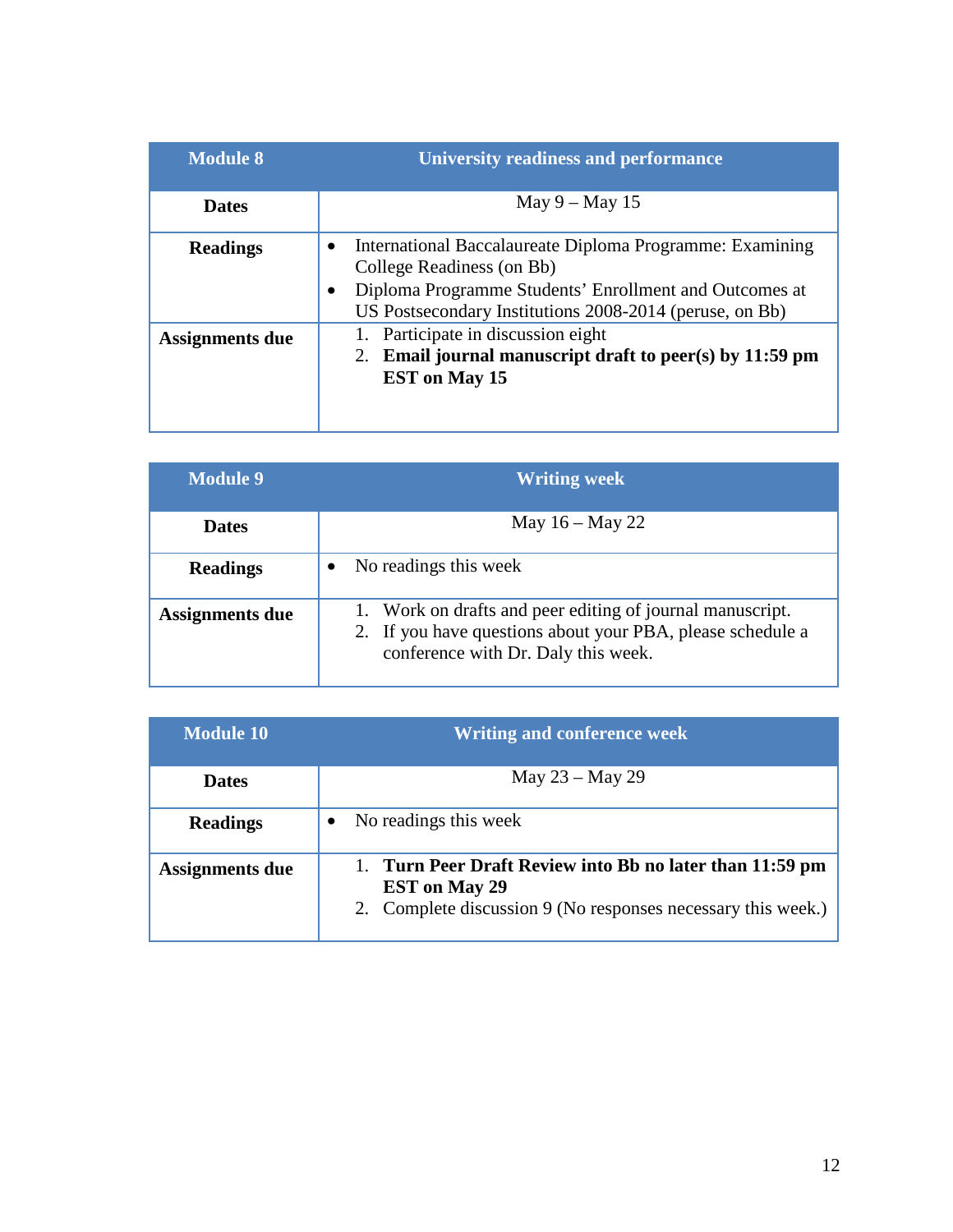| Module 8 | University readiness and performance |
| --- | --- |
| **Dates** | May 9 – May 15 |
| **Readings** | • International Baccalaureate Diploma Programme: Examining College Readiness (on Bb)<br>• Diploma Programme Students' Enrollment and Outcomes at US Postsecondary Institutions 2008-2014 (peruse, on Bb) |
| **Assignments due** | 1. Participate in discussion eight<br>2. **Email journal manuscript draft to peer(s) by 11:59 pm EST on May 15** |

| Module 9 | Writing week |
| --- | --- |
| **Dates** | May 16 – May 22 |
| **Readings** | • No readings this week |
| **Assignments due** | 1. Work on drafts and peer editing of journal manuscript.<br>2. If you have questions about your PBA, please schedule a conference with Dr. Daly this week. |

| Module 10 | Writing and conference week |
| --- | --- |
| **Dates** | May 23 – May 29 |
| **Readings** | • No readings this week |
| **Assignments due** | 1. **Turn Peer Draft Review into Bb no later than 11:59 pm EST on May 29**<br>2. Complete discussion 9 (No responses necessary this week.) |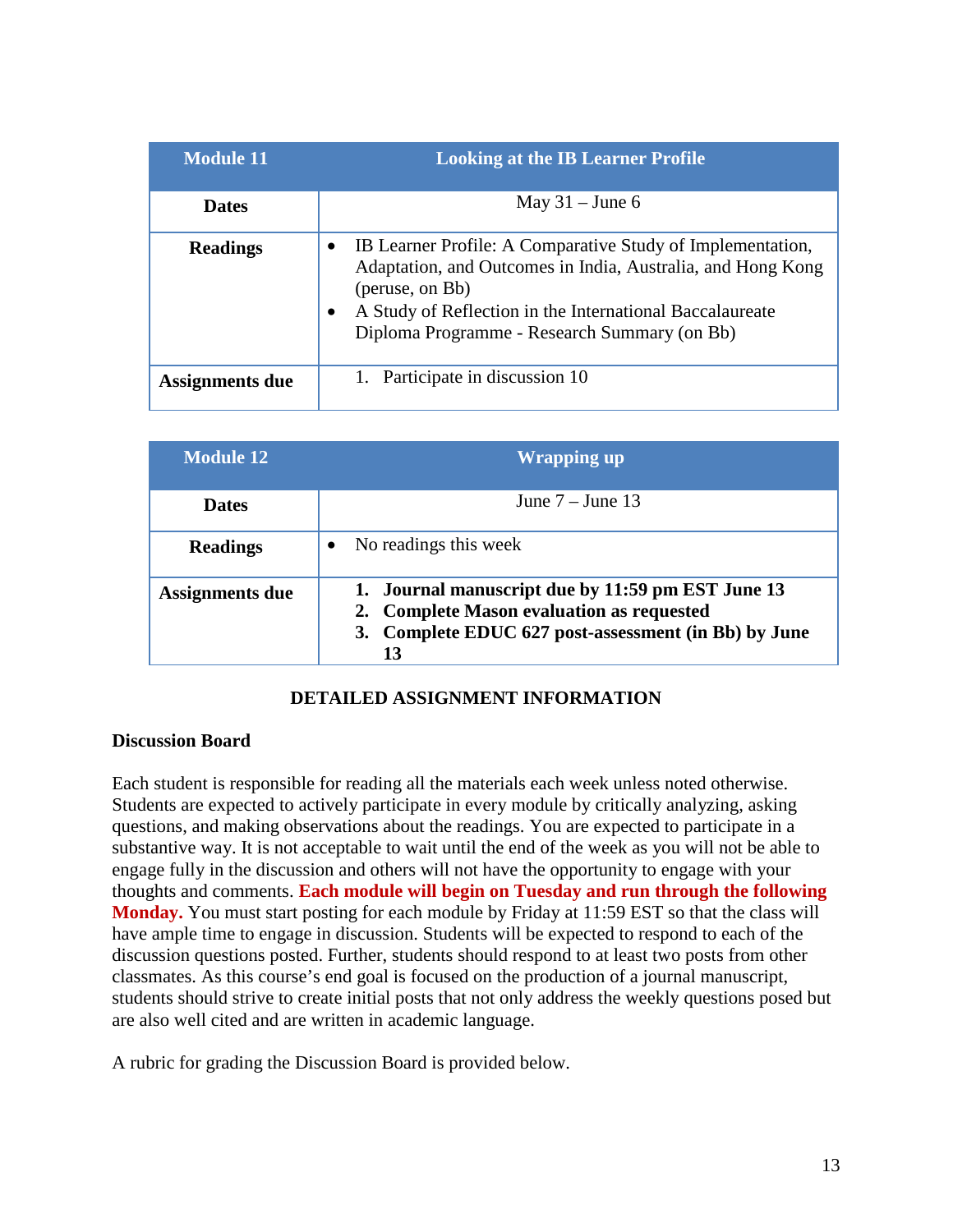| Module 11 | Looking at the IB Learner Profile |
|---|---|
| **Dates** | May 31 – June 6 |
| **Readings** | • IB Learner Profile: A Comparative Study of Implementation, Adaptation, and Outcomes in India, Australia, and Hong Kong (peruse, on Bb)<br>• A Study of Reflection in the International Baccalaureate Diploma Programme - Research Summary (on Bb) |
| **Assignments due** | 1. Participate in discussion 10 |

| Module 12 | Wrapping up |
|---|---|
| **Dates** | June 7 – June 13 |
| **Readings** | • No readings this week |
| **Assignments due** | **1. Journal manuscript due by 11:59 pm EST June 13**<br>**2. Complete Mason evaluation as requested**<br>**3. Complete EDUC 627 post-assessment (in Bb) by June 13** |

## DETAILED ASSIGNMENT INFORMATION

### Discussion Board

Each student is responsible for reading all the materials each week unless noted otherwise. Students are expected to actively participate in every module by critically analyzing, asking questions, and making observations about the readings. You are expected to participate in a substantive way. It is not acceptable to wait until the end of the week as you will not be able to engage fully in the discussion and others will not have the opportunity to engage with your thoughts and comments. **Each module will begin on Tuesday and run through the following Monday.** You must start posting for each module by Friday at 11:59 EST so that the class will have ample time to engage in discussion. Students will be expected to respond to each of the discussion questions posted. Further, students should respond to at least two posts from other classmates. As this course's end goal is focused on the production of a journal manuscript, students should strive to create initial posts that not only address the weekly questions posed but are also well cited and are written in academic language.

A rubric for grading the Discussion Board is provided below.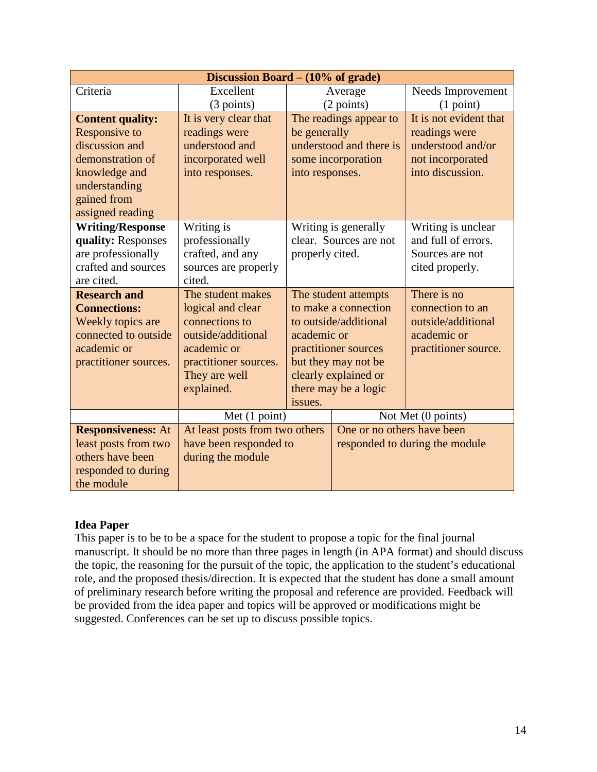| Discussion Board – (10% of grade) | | | |
|---|---|---|---|
| Criteria | Excellent (3 points) | Average (2 points) | Needs Improvement (1 point) |
| **Content quality:** Responsive to discussion and demonstration of knowledge and understanding gained from assigned reading | It is very clear that readings were understood and incorporated well into responses. | The readings appear to be generally understood and there is some incorporation into responses. | It is not evident that readings were understood and/or not incorporated into discussion. |
| **Writing/Response quality:** Responses are professionally crafted and sources are cited. | Writing is professionally crafted, and any sources are properly cited. | Writing is generally clear. Sources are not properly cited. | Writing is unclear and full of errors. Sources are not cited properly. |
| **Research and Connections:** Weekly topics are connected to outside academic or practitioner sources. | The student makes logical and clear connections to outside/additional academic or practitioner sources. They are well explained. | The student attempts to make a connection to outside/additional academic or practitioner sources but they may not be clearly explained or there may be a logic issues. | There is no connection to an outside/additional academic or practitioner source. |
| | Met (1 point) | Not Met (0 points) | |
| **Responsiveness:** At least posts from two others have been responded to during the module | At least posts from two others have been responded to during the module | One or no others have been responded to during the module | |

**Idea Paper**

This paper is to be to be a space for the student to propose a topic for the final journal manuscript. It should be no more than three pages in length (in APA format) and should discuss the topic, the reasoning for the pursuit of the topic, the application to the student's educational role, and the proposed thesis/direction. It is expected that the student has done a small amount of preliminary research before writing the proposal and reference are provided. Feedback will be provided from the idea paper and topics will be approved or modifications might be suggested. Conferences can be set up to discuss possible topics.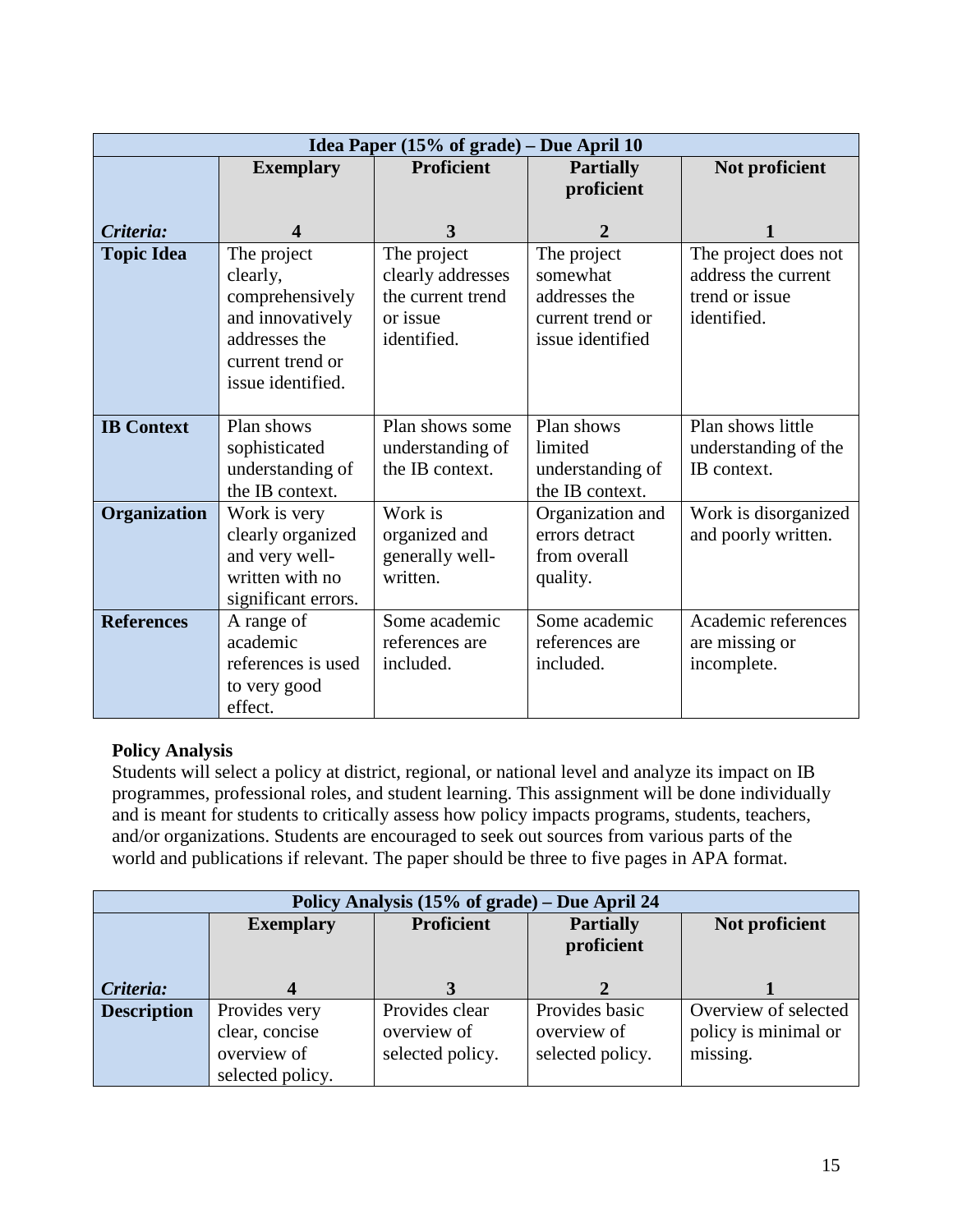| Idea Paper (15% of grade) – Due April 10 | | | | |
|---|---|---|---|---|
| | **Exemplary** | **Proficient** | **Partially proficient** | **Not proficient** |
| ***Criteria:*** | **4** | **3** | **2** | **1** |
| **Topic Idea** | The project clearly, comprehensively and innovatively addresses the current trend or issue identified. | The project clearly addresses the current trend or issue identified. | The project somewhat addresses the current trend or issue identified | The project does not address the current trend or issue identified. |
| **IB Context** | Plan shows sophisticated understanding of the IB context. | Plan shows some understanding of the IB context. | Plan shows limited understanding of the IB context. | Plan shows little understanding of the IB context. |
| **Organization** | Work is very clearly organized and very well-written with no significant errors. | Work is organized and generally well-written. | Organization and errors detract from overall quality. | Work is disorganized and poorly written. |
| **References** | A range of academic references is used to very good effect. | Some academic references are included. | Some academic references are included. | Academic references are missing or incomplete. |

**Policy Analysis**

Students will select a policy at district, regional, or national level and analyze its impact on IB programmes, professional roles, and student learning. This assignment will be done individually and is meant for students to critically assess how policy impacts programs, students, teachers, and/or organizations. Students are encouraged to seek out sources from various parts of the world and publications if relevant. The paper should be three to five pages in APA format.

| Policy Analysis (15% of grade) – Due April 24 | | | | |
|---|---|---|---|---|
| | **Exemplary** | **Proficient** | **Partially proficient** | **Not proficient** |
| ***Criteria:*** | **4** | **3** | **2** | **1** |
| **Description** | Provides very clear, concise overview of selected policy. | Provides clear overview of selected policy. | Provides basic overview of selected policy. | Overview of selected policy is minimal or missing. |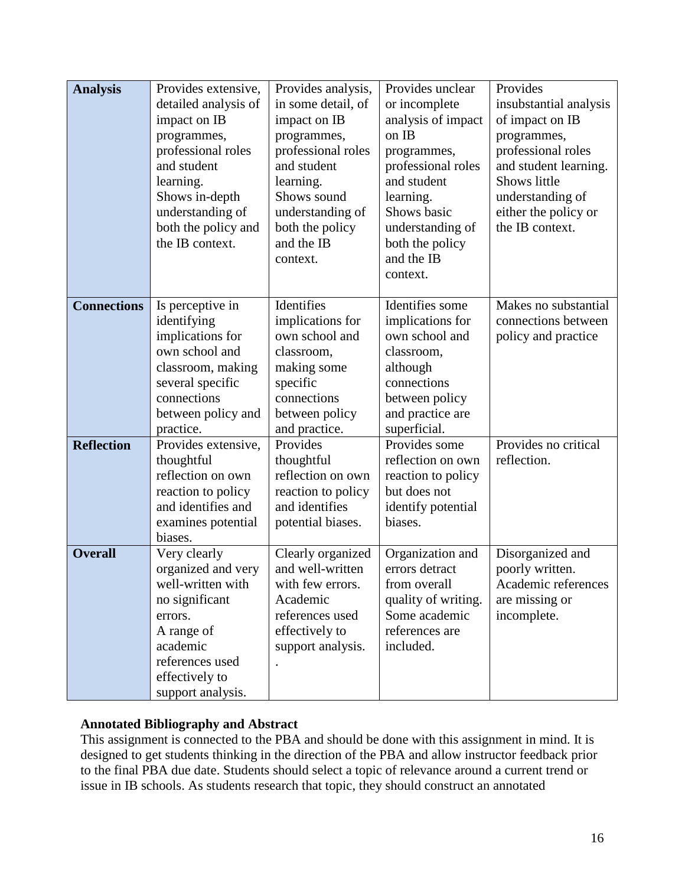| **Analysis** | Provides extensive, detailed analysis of impact on IB programmes, professional roles and student learning. Shows in-depth understanding of both the policy and the IB context. | Provides analysis, in some detail, of impact on IB programmes, professional roles and student learning. Shows sound understanding of both the policy and the IB context. | Provides unclear or incomplete analysis of impact on IB programmes, professional roles and student learning. Shows basic understanding of both the policy and the IB context. | Provides insubstantial analysis of impact on IB programmes, professional roles and student learning. Shows little understanding of either the policy or the IB context. |
|---|---|---|---|---|
| **Connections** | Is perceptive in identifying implications for own school and classroom, making several specific connections between policy and practice. | Identifies implications for own school and classroom, making some specific connections between policy and practice. | Identifies some implications for own school and classroom, although connections between policy and practice are superficial. | Makes no substantial connections between policy and practice |
| **Reflection** | Provides extensive, thoughtful reflection on own reaction to policy and identifies and examines potential biases. | Provides thoughtful reflection on own reaction to policy and identifies potential biases. | Provides some reflection on own reaction to policy but does not identify potential biases. | Provides no critical reflection. |
| **Overall** | Very clearly organized and very well-written with no significant errors. A range of academic references used effectively to support analysis. | Clearly organized and well-written with few errors. Academic references used effectively to support analysis. . | Organization and errors detract from overall quality of writing. Some academic references are included. | Disorganized and poorly written. Academic references are missing or incomplete. |

**Annotated Bibliography and Abstract**

This assignment is connected to the PBA and should be done with this assignment in mind. It is designed to get students thinking in the direction of the PBA and allow instructor feedback prior to the final PBA due date. Students should select a topic of relevance around a current trend or issue in IB schools. As students research that topic, they should construct an annotated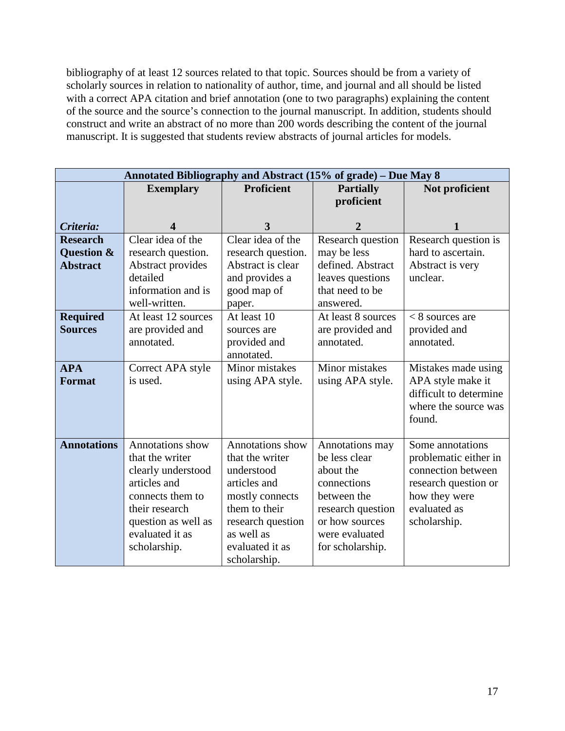bibliography of at least 12 sources related to that topic. Sources should be from a variety of scholarly sources in relation to nationality of author, time, and journal and all should be listed with a correct APA citation and brief annotation (one to two paragraphs) explaining the content of the source and the source's connection to the journal manuscript. In addition, students should construct and write an abstract of no more than 200 words describing the content of the journal manuscript. It is suggested that students review abstracts of journal articles for models.

| **Annotated Bibliography and Abstract (15% of grade) – Due May 8** | | | | |
|---|---|---|---|---|
| | **Exemplary** | **Proficient** | **Partially proficient** | **Not proficient** |
| ***Criteria:*** | **4** | **3** | **2** | **1** |
| **Research Question & Abstract** | Clear idea of the research question. Abstract provides detailed information and is well-written. | Clear idea of the research question. Abstract is clear and provides a good map of paper. | Research question may be less defined. Abstract leaves questions that need to be answered. | Research question is hard to ascertain. Abstract is very unclear. |
| **Required Sources** | At least 12 sources are provided and annotated. | At least 10 sources are provided and annotated. | At least 8 sources are provided and annotated. | < 8 sources are provided and annotated. |
| **APA Format** | Correct APA style is used. | Minor mistakes using APA style. | Minor mistakes using APA style. | Mistakes made using APA style make it difficult to determine where the source was found. |
| **Annotations** | Annotations show that the writer clearly understood articles and connects them to their research question as well as evaluated it as scholarship. | Annotations show that the writer understood articles and mostly connects them to their research question as well as evaluated it as scholarship. | Annotations may be less clear about the connections between the research question or how sources were evaluated for scholarship. | Some annotations problematic either in connection between research question or how they were evaluated as scholarship. |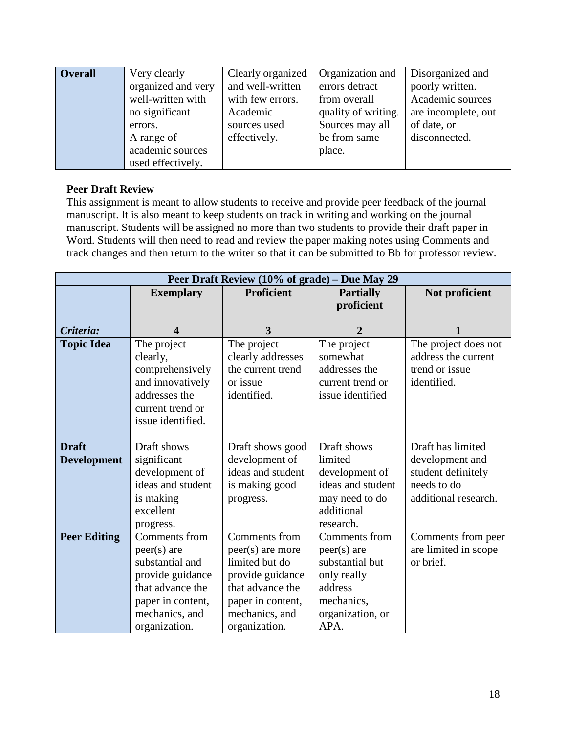| **Overall** | Very clearly organized and very well-written with no significant errors. A range of academic sources used effectively. | Clearly organized and well-written with few errors. Academic sources used effectively. | Organization and errors detract from overall quality of writing. Sources may all be from same place. | Disorganized and poorly written. Academic sources are incomplete, out of date, or disconnected. |
|---|---|---|---|---|

**Peer Draft Review**

This assignment is meant to allow students to receive and provide peer feedback of the journal manuscript. It is also meant to keep students on track in writing and working on the journal manuscript. Students will be assigned no more than two students to provide their draft paper in Word. Students will then need to read and review the paper making notes using Comments and track changes and then return to the writer so that it can be submitted to Bb for professor review.

| **Peer Draft Review (10% of grade) – Due May 29** | | | | |
|---|---|---|---|---|
| | **Exemplary** | **Proficient** | **Partially proficient** | **Not proficient** |
| ***Criteria:*** | **4** | **3** | **2** | **1** |
| **Topic Idea** | The project clearly, comprehensively and innovatively addresses the current trend or issue identified. | The project clearly addresses the current trend or issue identified. | The project somewhat addresses the current trend or issue identified | The project does not address the current trend or issue identified. |
| **Draft Development** | Draft shows significant development of ideas and student is making excellent progress. | Draft shows good development of ideas and student is making good progress. | Draft shows limited development of ideas and student may need to do additional research. | Draft has limited development and student definitely needs to do additional research. |
| **Peer Editing** | Comments from peer(s) are substantial and provide guidance that advance the paper in content, mechanics, and organization. | Comments from peer(s) are more limited but do provide guidance that advance the paper in content, mechanics, and organization. | Comments from peer(s) are substantial but only really address mechanics, organization, or APA. | Comments from peer are limited in scope or brief. |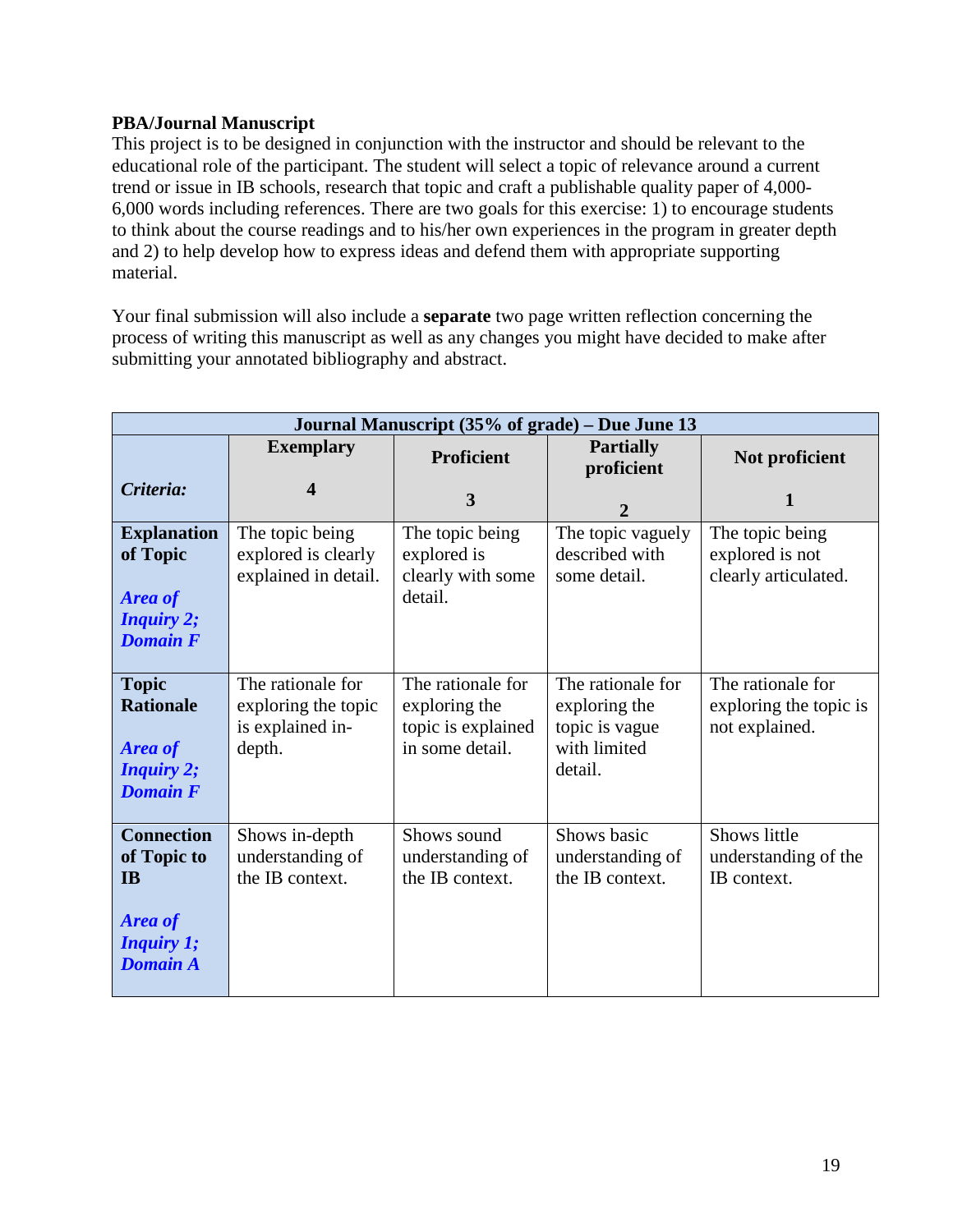**PBA/Journal Manuscript**

This project is to be designed in conjunction with the instructor and should be relevant to the educational role of the participant. The student will select a topic of relevance around a current trend or issue in IB schools, research that topic and craft a publishable quality paper of 4,000-6,000 words including references. There are two goals for this exercise: 1) to encourage students to think about the course readings and to his/her own experiences in the program in greater depth and 2) to help develop how to express ideas and defend them with appropriate supporting material.

Your final submission will also include a **separate** two page written reflection concerning the process of writing this manuscript as well as any changes you might have decided to make after submitting your annotated bibliography and abstract.

| **Journal Manuscript (35% of grade) – Due June 13** | | | | |
|---|---|---|---|---|
| ***Criteria:*** | **Exemplary**<br><br>**4** | **Proficient**<br><br>**3** | **Partially proficient**<br><br>**2** | **Not proficient**<br><br>**1** |
| **Explanation of Topic**<br><br>***Area of Inquiry 2; Domain F*** | The topic being explored is clearly explained in detail. | The topic being explored is clearly with some detail. | The topic vaguely described with some detail. | The topic being explored is not clearly articulated. |
| **Topic Rationale**<br><br>***Area of Inquiry 2; Domain F*** | The rationale for exploring the topic is explained in-depth. | The rationale for exploring the topic is explained in some detail. | The rationale for exploring the topic is vague with limited detail. | The rationale for exploring the topic is not explained. |
| **Connection of Topic to IB**<br><br>***Area of Inquiry 1; Domain A*** | Shows in-depth understanding of the IB context. | Shows sound understanding of the IB context. | Shows basic understanding of the IB context. | Shows little understanding of the IB context. |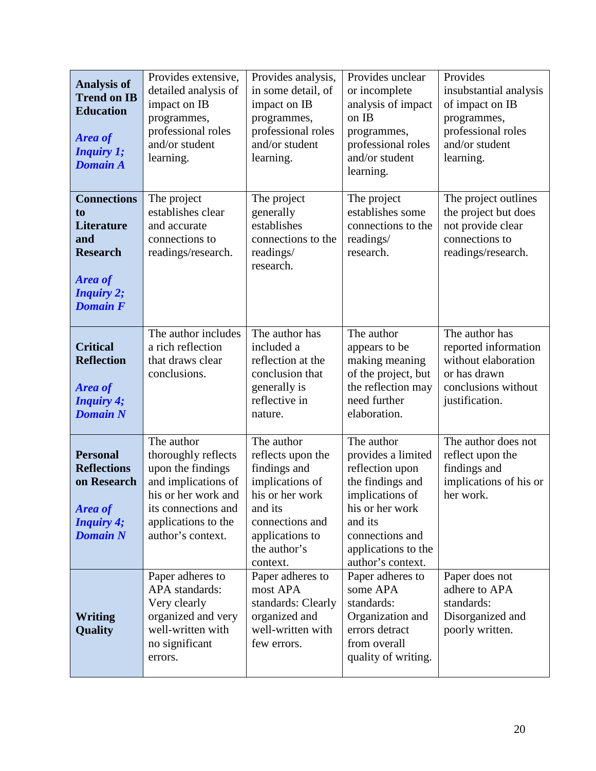| | | | | |
|---|---|---|---|---|
| **Analysis of Trend on IB Education** ***Area of Inquiry 1; Domain A*** | Provides extensive, detailed analysis of impact on IB programmes, professional roles and/or student learning. | Provides analysis, in some detail, of impact on IB programmes, professional roles and/or student learning. | Provides unclear or incomplete analysis of impact on IB programmes, professional roles and/or student learning. | Provides insubstantial analysis of impact on IB programmes, professional roles and/or student learning. |
| **Connections to Literature and Research** ***Area of Inquiry 2; Domain F*** | The project establishes clear and accurate connections to readings/research. | The project generally establishes connections to the readings/ research. | The project establishes some connections to the readings/ research. | The project outlines the project but does not provide clear connections to readings/research. |
| **Critical Reflection** ***Area of Inquiry 4; Domain N*** | The author includes a rich reflection that draws clear conclusions. | The author has included a reflection at the conclusion that generally is reflective in nature. | The author appears to be making meaning of the project, but the reflection may need further elaboration. | The author has reported information without elaboration or has drawn conclusions without justification. |
| **Personal Reflections on Research** ***Area of Inquiry 4; Domain N*** | The author thoroughly reflects upon the findings and implications of his or her work and its connections and applications to the author's context. | The author reflects upon the findings and implications of his or her work and its connections and applications to the author's context. | The author provides a limited reflection upon the findings and implications of his or her work and its connections and applications to the author's context. | The author does not reflect upon the findings and implications of his or her work. |
| **Writing Quality** | Paper adheres to APA standards: Very clearly organized and very well-written with no significant errors. | Paper adheres to most APA standards: Clearly organized and well-written with few errors. | Paper adheres to some APA standards: Organization and errors detract from overall quality of writing. | Paper does not adhere to APA standards: Disorganized and poorly written. |